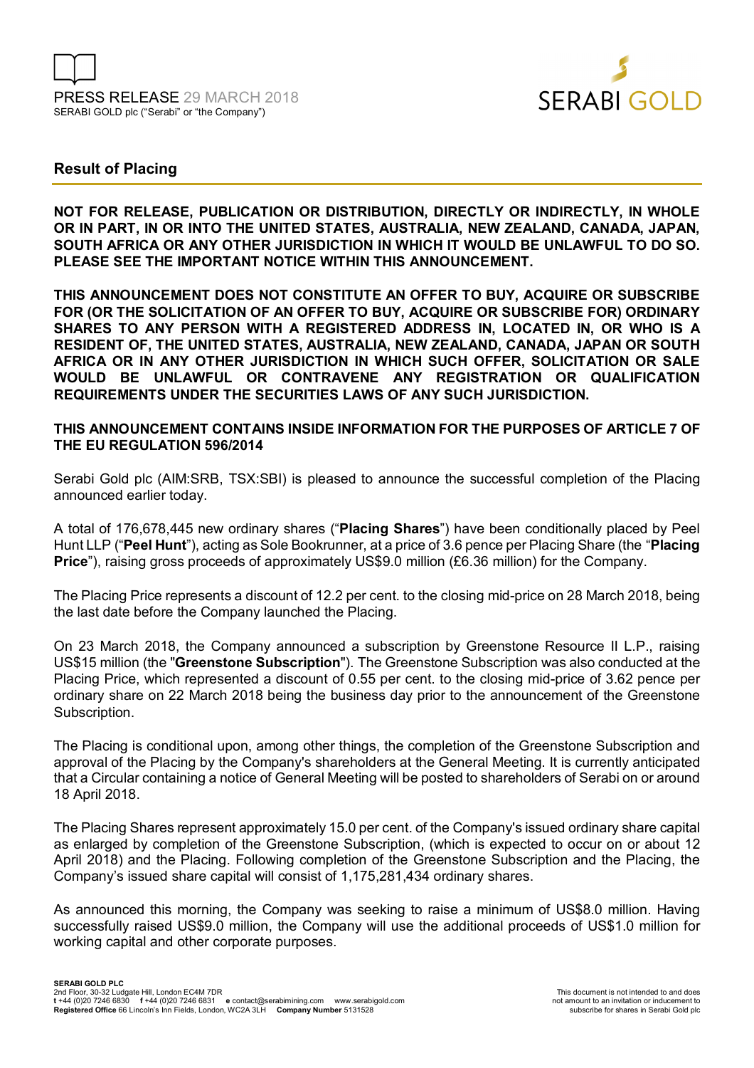PRESS RELEASE 29 MARCH 2018
SERABI GOLD plc ("Serabi" or "the Company")

## Result of Placing

**NOT FOR RELEASE, PUBLICATION OR DISTRIBUTION, DIRECTLY OR INDIRECTLY, IN WHOLE OR IN PART, IN OR INTO THE UNITED STATES, AUSTRALIA, NEW ZEALAND, CANADA, JAPAN, SOUTH AFRICA OR ANY OTHER JURISDICTION IN WHICH IT WOULD BE UNLAWFUL TO DO SO. PLEASE SEE THE IMPORTANT NOTICE WITHIN THIS ANNOUNCEMENT.**

**THIS ANNOUNCEMENT DOES NOT CONSTITUTE AN OFFER TO BUY, ACQUIRE OR SUBSCRIBE FOR (OR THE SOLICITATION OF AN OFFER TO BUY, ACQUIRE OR SUBSCRIBE FOR) ORDINARY SHARES TO ANY PERSON WITH A REGISTERED ADDRESS IN, LOCATED IN, OR WHO IS A RESIDENT OF, THE UNITED STATES, AUSTRALIA, NEW ZEALAND, CANADA, JAPAN OR SOUTH AFRICA OR IN ANY OTHER JURISDICTION IN WHICH SUCH OFFER, SOLICITATION OR SALE WOULD BE UNLAWFUL OR CONTRAVENE ANY REGISTRATION OR QUALIFICATION REQUIREMENTS UNDER THE SECURITIES LAWS OF ANY SUCH JURISDICTION.**

**THIS ANNOUNCEMENT CONTAINS INSIDE INFORMATION FOR THE PURPOSES OF ARTICLE 7 OF THE EU REGULATION 596/2014**

Serabi Gold plc (AIM:SRB, TSX:SBI) is pleased to announce the successful completion of the Placing announced earlier today.

A total of 176,678,445 new ordinary shares ("**Placing Shares**") have been conditionally placed by Peel Hunt LLP ("**Peel Hunt**"), acting as Sole Bookrunner, at a price of 3.6 pence per Placing Share (the "**Placing Price**"), raising gross proceeds of approximately US$9.0 million (£6.36 million) for the Company.

The Placing Price represents a discount of 12.2 per cent. to the closing mid-price on 28 March 2018, being the last date before the Company launched the Placing.

On 23 March 2018, the Company announced a subscription by Greenstone Resource II L.P., raising US$15 million (the "**Greenstone Subscription**"). The Greenstone Subscription was also conducted at the Placing Price, which represented a discount of 0.55 per cent. to the closing mid-price of 3.62 pence per ordinary share on 22 March 2018 being the business day prior to the announcement of the Greenstone Subscription.

The Placing is conditional upon, among other things, the completion of the Greenstone Subscription and approval of the Placing by the Company's shareholders at the General Meeting. It is currently anticipated that a Circular containing a notice of General Meeting will be posted to shareholders of Serabi on or around 18 April 2018.

The Placing Shares represent approximately 15.0 per cent. of the Company's issued ordinary share capital as enlarged by completion of the Greenstone Subscription, (which is expected to occur on or about 12 April 2018) and the Placing. Following completion of the Greenstone Subscription and the Placing, the Company's issued share capital will consist of 1,175,281,434 ordinary shares.

As announced this morning, the Company was seeking to raise a minimum of US$8.0 million. Having successfully raised US$9.0 million, the Company will use the additional proceeds of US$1.0 million for working capital and other corporate purposes.

**SERABI GOLD PLC**
2nd Floor, 30-32 Ludgate Hill, London EC4M 7DR
**t** +44 (0)20 7246 6830 **f** +44 (0)20 7246 6831 **e** contact@serabimining.com www.serabigold.com
**Registered Office** 66 Lincoln's Inn Fields, London, WC2A 3LH **Company Number** 5131528

This document is not intended to and does not amount to an invitation or inducement to subscribe for shares in Serabi Gold plc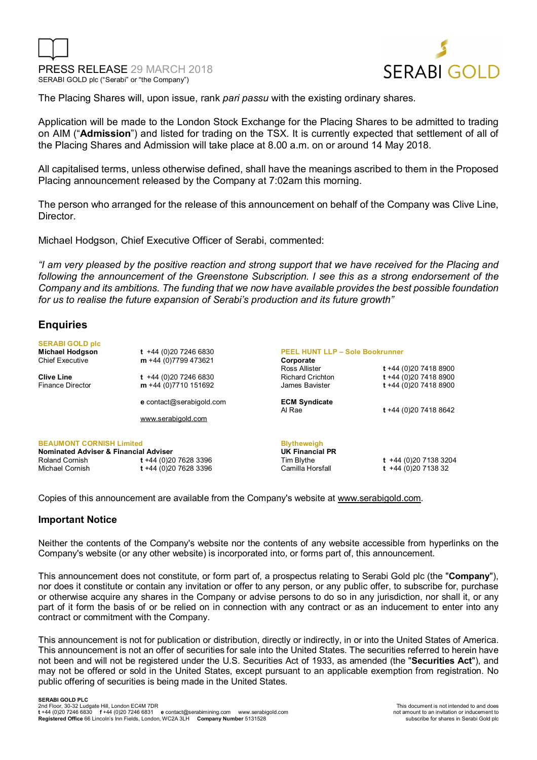The Placing Shares will, upon issue, rank *pari passu* with the existing ordinary shares.

Application will be made to the London Stock Exchange for the Placing Shares to be admitted to trading on AIM ("**Admission**") and listed for trading on the TSX. It is currently expected that settlement of all of the Placing Shares and Admission will take place at 8.00 a.m. on or around 14 May 2018.

All capitalised terms, unless otherwise defined, shall have the meanings ascribed to them in the Proposed Placing announcement released by the Company at 7:02am this morning.

The person who arranged for the release of this announcement on behalf of the Company was Clive Line, Director.

Michael Hodgson, Chief Executive Officer of Serabi, commented:

*"I am very pleased by the positive reaction and strong support that we have received for the Placing and following the announcement of the Greenstone Subscription. I see this as a strong endorsement of the Company and its ambitions. The funding that we now have available provides the best possible foundation for us to realise the future expansion of Serabi's production and its future growth"*

## Enquiries

**SERABI GOLD plc**

**Michael Hodgson** t +44 (0)20 7246 6830
Chief Executive m +44 (0)7799 473621

**Clive Line** t +44 (0)20 7246 6830
Finance Director m +44 (0)7710 151692

e contact@serabigold.com

www.serabigold.com

**PEEL HUNT LLP – Sole Bookrunner**

**Corporate**
Ross Allister t +44 (0)20 7418 8900
Richard Crichton t +44 (0)20 7418 8900
James Bavister t +44 (0)20 7418 8900

**ECM Syndicate**
Al Rae t +44 (0)20 7418 8642

**BEAUMONT CORNISH Limited**
**Nominated Adviser & Financial Adviser**
Roland Cornish t +44 (0)20 7628 3396
Michael Cornish t +44 (0)20 7628 3396

**Blytheweigh**
**UK Financial PR**
Tim Blythe t +44 (0)20 7138 3204
Camilla Horsfall t +44 (0)20 7138 32

Copies of this announcement are available from the Company's website at www.serabigold.com.

## Important Notice

Neither the contents of the Company's website nor the contents of any website accessible from hyperlinks on the Company's website (or any other website) is incorporated into, or forms part of, this announcement.

This announcement does not constitute, or form part of, a prospectus relating to Serabi Gold plc (the "**Company**"), nor does it constitute or contain any invitation or offer to any person, or any public offer, to subscribe for, purchase or otherwise acquire any shares in the Company or advise persons to do so in any jurisdiction, nor shall it, or any part of it form the basis of or be relied on in connection with any contract or as an inducement to enter into any contract or commitment with the Company.

This announcement is not for publication or distribution, directly or indirectly, in or into the United States of America. This announcement is not an offer of securities for sale into the United States. The securities referred to herein have not been and will not be registered under the U.S. Securities Act of 1933, as amended (the "**Securities Act**"), and may not be offered or sold in the United States, except pursuant to an applicable exemption from registration. No public offering of securities is being made in the United States.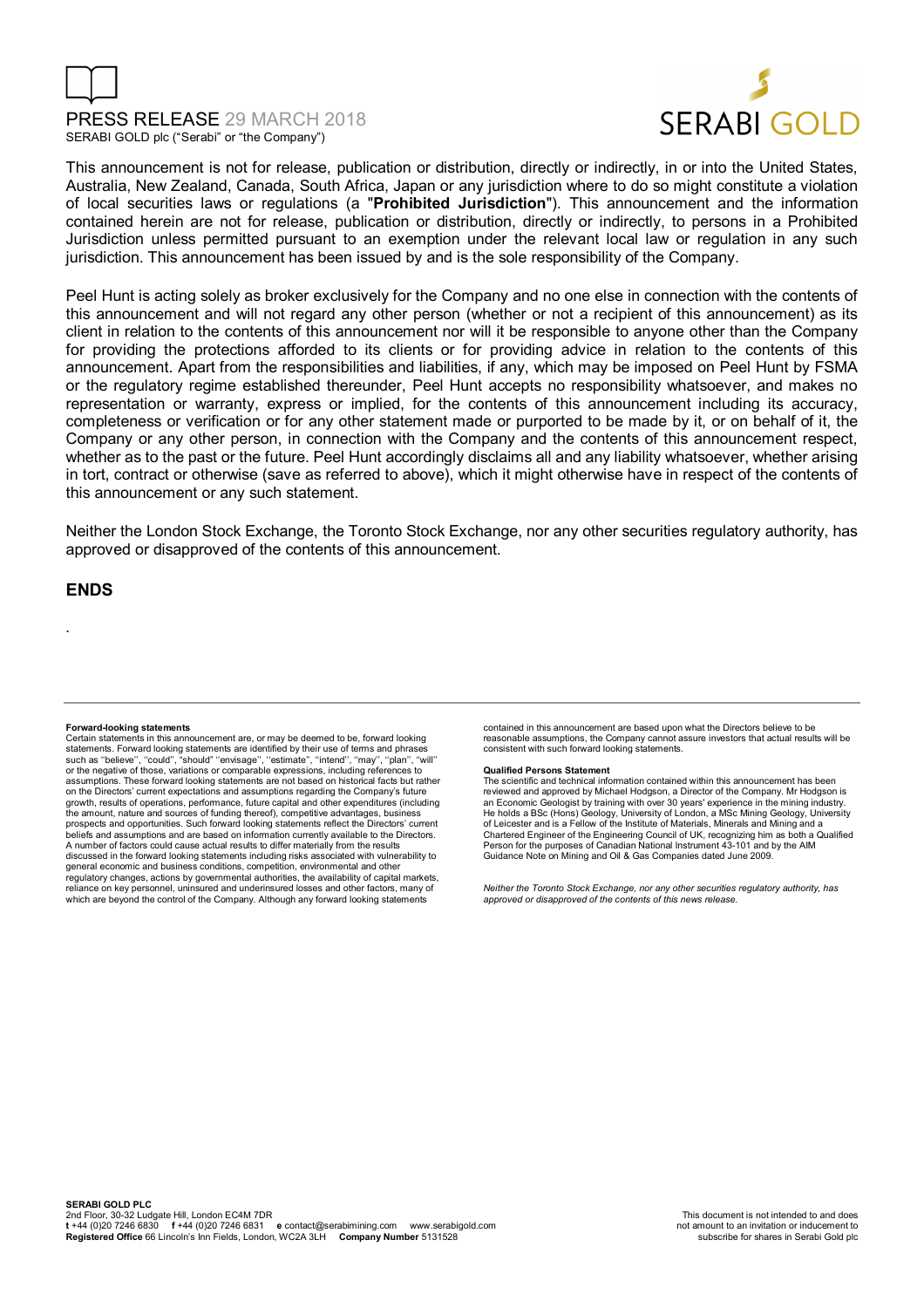This announcement is not for release, publication or distribution, directly or indirectly, in or into the United States, Australia, New Zealand, Canada, South Africa, Japan or any jurisdiction where to do so might constitute a violation of local securities laws or regulations (a "**Prohibited Jurisdiction**"). This announcement and the information contained herein are not for release, publication or distribution, directly or indirectly, to persons in a Prohibited Jurisdiction unless permitted pursuant to an exemption under the relevant local law or regulation in any such jurisdiction. This announcement has been issued by and is the sole responsibility of the Company.

Peel Hunt is acting solely as broker exclusively for the Company and no one else in connection with the contents of this announcement and will not regard any other person (whether or not a recipient of this announcement) as its client in relation to the contents of this announcement nor will it be responsible to anyone other than the Company for providing the protections afforded to its clients or for providing advice in relation to the contents of this announcement. Apart from the responsibilities and liabilities, if any, which may be imposed on Peel Hunt by FSMA or the regulatory regime established thereunder, Peel Hunt accepts no responsibility whatsoever, and makes no representation or warranty, express or implied, for the contents of this announcement including its accuracy, completeness or verification or for any other statement made or purported to be made by it, or on behalf of it, the Company or any other person, in connection with the Company and the contents of this announcement respect, whether as to the past or the future. Peel Hunt accordingly disclaims all and any liability whatsoever, whether arising in tort, contract or otherwise (save as referred to above), which it might otherwise have in respect of the contents of this announcement or any such statement.

Neither the London Stock Exchange, the Toronto Stock Exchange, nor any other securities regulatory authority, has approved or disapproved of the contents of this announcement.

**ENDS**

.

**Forward-looking statements**
Certain statements in this announcement are, or may be deemed to be, forward looking statements. Forward looking statements are identified by their use of terms and phrases such as ''believe'', ''could'', "should" ''envisage'', ''estimate'', ''intend'', ''may'', ''plan'', ''will'' or the negative of those, variations or comparable expressions, including references to assumptions. These forward looking statements are not based on historical facts but rather on the Directors' current expectations and assumptions regarding the Company's future growth, results of operations, performance, future capital and other expenditures (including the amount, nature and sources of funding thereof), competitive advantages, business prospects and opportunities. Such forward looking statements reflect the Directors' current beliefs and assumptions and are based on information currently available to the Directors. A number of factors could cause actual results to differ materially from the results discussed in the forward looking statements including risks associated with vulnerability to general economic and business conditions, competition, environmental and other regulatory changes, actions by governmental authorities, the availability of capital markets, reliance on key personnel, uninsured and underinsured losses and other factors, many of which are beyond the control of the Company. Although any forward looking statements contained in this announcement are based upon what the Directors believe to be reasonable assumptions, the Company cannot assure investors that actual results will be consistent with such forward looking statements.

**Qualified Persons Statement**
The scientific and technical information contained within this announcement has been reviewed and approved by Michael Hodgson, a Director of the Company. Mr Hodgson is an Economic Geologist by training with over 30 years' experience in the mining industry. He holds a BSc (Hons) Geology, University of London, a MSc Mining Geology, University of Leicester and is a Fellow of the Institute of Materials, Minerals and Mining and a Chartered Engineer of the Engineering Council of UK, recognizing him as both a Qualified Person for the purposes of Canadian National Instrument 43-101 and by the AIM Guidance Note on Mining and Oil & Gas Companies dated June 2009.

*Neither the Toronto Stock Exchange, nor any other securities regulatory authority, has approved or disapproved of the contents of this news release.*